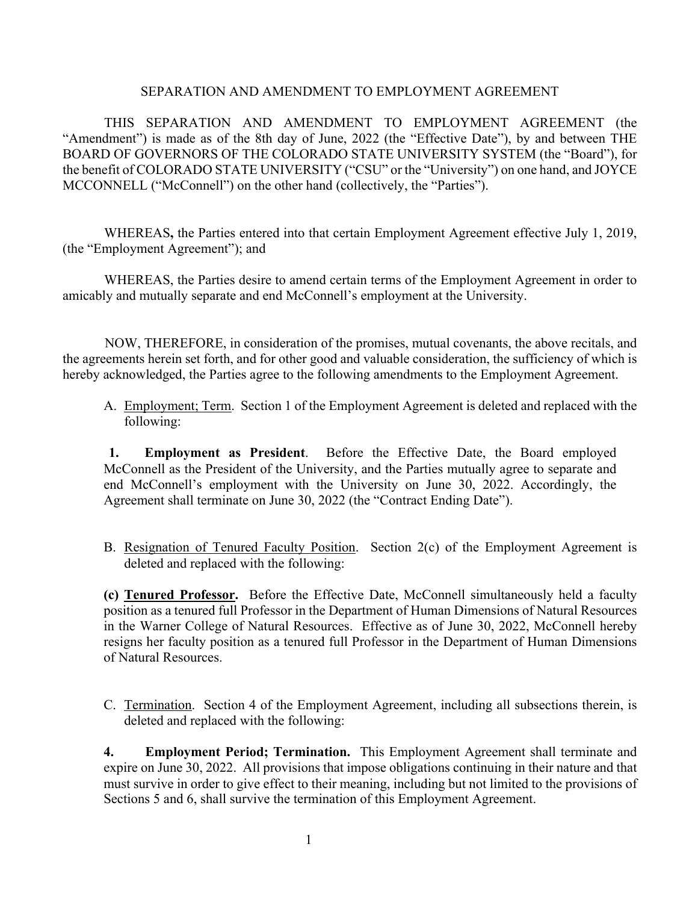SEPARATION AND AMENDMENT TO EMPLOYMENT AGREEMENT

THIS SEPARATION AND AMENDMENT TO EMPLOYMENT AGREEMENT (the "Amendment") is made as of the 8th day of June, 2022 (the "Effective Date"), by and between THE BOARD OF GOVERNORS OF THE COLORADO STATE UNIVERSITY SYSTEM (the "Board"), for the benefit of COLORADO STATE UNIVERSITY ("CSU" or the "University") on one hand, and JOYCE MCCONNELL ("McConnell") on the other hand (collectively, the "Parties").

WHEREAS**,** the Parties entered into that certain Employment Agreement effective July 1, 2019, (the "Employment Agreement"); and

WHEREAS, the Parties desire to amend certain terms of the Employment Agreement in order to amicably and mutually separate and end McConnell's employment at the University.

NOW, THEREFORE, in consideration of the promises, mutual covenants, the above recitals, and the agreements herein set forth, and for other good and valuable consideration, the sufficiency of which is hereby acknowledged, the Parties agree to the following amendments to the Employment Agreement.

A. Employment; Term. Section 1 of the Employment Agreement is deleted and replaced with the following:

**1. Employment as President**. Before the Effective Date, the Board employed McConnell as the President of the University, and the Parties mutually agree to separate and end McConnell's employment with the University on June 30, 2022. Accordingly, the Agreement shall terminate on June 30, 2022 (the "Contract Ending Date").

B. Resignation of Tenured Faculty Position. Section 2(c) of the Employment Agreement is deleted and replaced with the following:

**(c) Tenured Professor.** Before the Effective Date, McConnell simultaneously held a faculty position as a tenured full Professor in the Department of Human Dimensions of Natural Resources in the Warner College of Natural Resources. Effective as of June 30, 2022, McConnell hereby resigns her faculty position as a tenured full Professor in the Department of Human Dimensions of Natural Resources.

C. Termination. Section 4 of the Employment Agreement, including all subsections therein, is deleted and replaced with the following:

**4. Employment Period; Termination.** This Employment Agreement shall terminate and expire on June 30, 2022. All provisions that impose obligations continuing in their nature and that must survive in order to give effect to their meaning, including but not limited to the provisions of Sections 5 and 6, shall survive the termination of this Employment Agreement.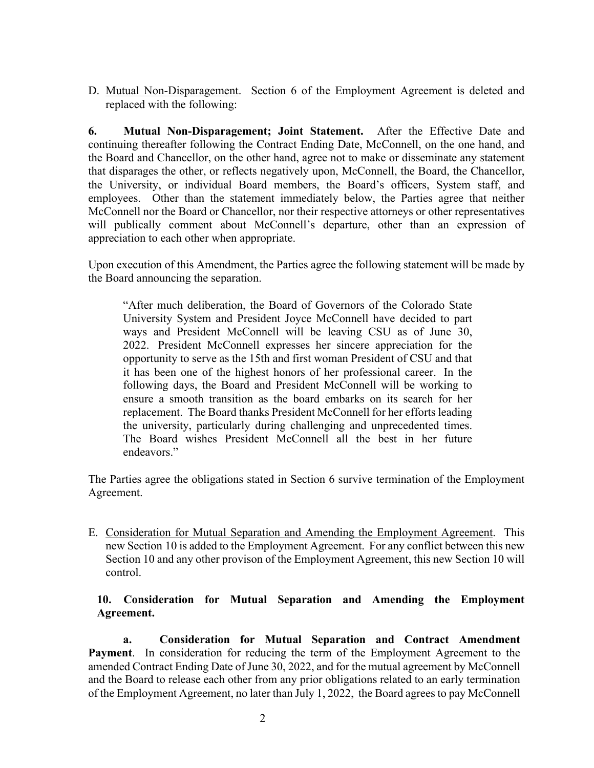D. Mutual Non-Disparagement. Section 6 of the Employment Agreement is deleted and replaced with the following:

**6. Mutual Non-Disparagement; Joint Statement.** After the Effective Date and continuing thereafter following the Contract Ending Date, McConnell, on the one hand, and the Board and Chancellor, on the other hand, agree not to make or disseminate any statement that disparages the other, or reflects negatively upon, McConnell, the Board, the Chancellor, the University, or individual Board members, the Board's officers, System staff, and employees. Other than the statement immediately below, the Parties agree that neither McConnell nor the Board or Chancellor, nor their respective attorneys or other representatives will publically comment about McConnell's departure, other than an expression of appreciation to each other when appropriate.

Upon execution of this Amendment, the Parties agree the following statement will be made by the Board announcing the separation.

> "After much deliberation, the Board of Governors of the Colorado State University System and President Joyce McConnell have decided to part ways and President McConnell will be leaving CSU as of June 30, 2022. President McConnell expresses her sincere appreciation for the opportunity to serve as the 15th and first woman President of CSU and that it has been one of the highest honors of her professional career. In the following days, the Board and President McConnell will be working to ensure a smooth transition as the board embarks on its search for her replacement. The Board thanks President McConnell for her efforts leading the university, particularly during challenging and unprecedented times. The Board wishes President McConnell all the best in her future endeavors."

The Parties agree the obligations stated in Section 6 survive termination of the Employment Agreement.

E. Consideration for Mutual Separation and Amending the Employment Agreement. This new Section 10 is added to the Employment Agreement. For any conflict between this new Section 10 and any other provison of the Employment Agreement, this new Section 10 will control.

**10. Consideration for Mutual Separation and Amending the Employment Agreement.**

**a. Consideration for Mutual Separation and Contract Amendment Payment**. In consideration for reducing the term of the Employment Agreement to the amended Contract Ending Date of June 30, 2022, and for the mutual agreement by McConnell and the Board to release each other from any prior obligations related to an early termination of the Employment Agreement, no later than July 1, 2022, the Board agrees to pay McConnell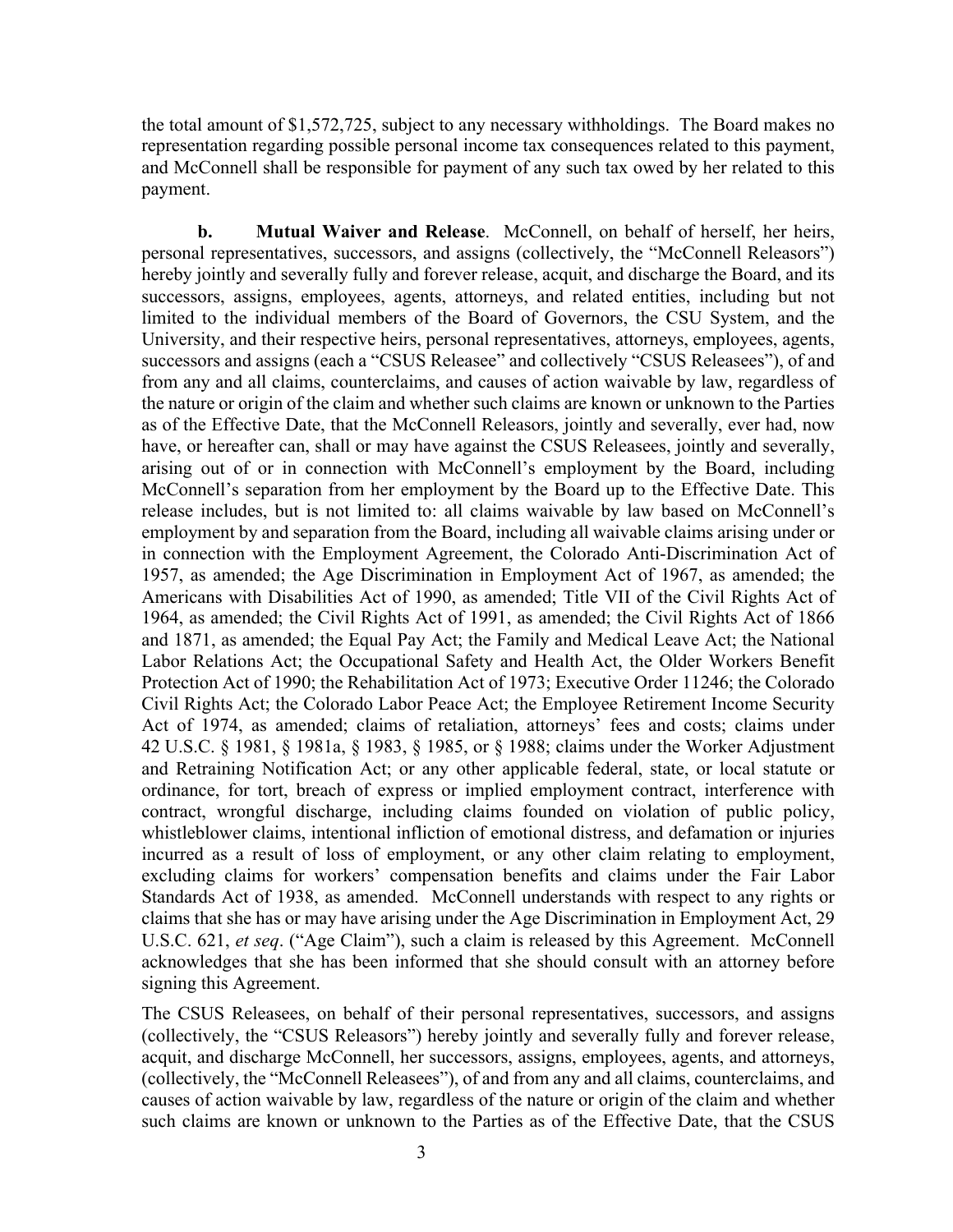the total amount of $1,572,725, subject to any necessary withholdings. The Board makes no representation regarding possible personal income tax consequences related to this payment, and McConnell shall be responsible for payment of any such tax owed by her related to this payment.

**b. Mutual Waiver and Release**. McConnell, on behalf of herself, her heirs, personal representatives, successors, and assigns (collectively, the "McConnell Releasors") hereby jointly and severally fully and forever release, acquit, and discharge the Board, and its successors, assigns, employees, agents, attorneys, and related entities, including but not limited to the individual members of the Board of Governors, the CSU System, and the University, and their respective heirs, personal representatives, attorneys, employees, agents, successors and assigns (each a "CSUS Releasee" and collectively "CSUS Releasees"), of and from any and all claims, counterclaims, and causes of action waivable by law, regardless of the nature or origin of the claim and whether such claims are known or unknown to the Parties as of the Effective Date, that the McConnell Releasors, jointly and severally, ever had, now have, or hereafter can, shall or may have against the CSUS Releasees, jointly and severally, arising out of or in connection with McConnell's employment by the Board, including McConnell's separation from her employment by the Board up to the Effective Date. This release includes, but is not limited to: all claims waivable by law based on McConnell's employment by and separation from the Board, including all waivable claims arising under or in connection with the Employment Agreement, the Colorado Anti-Discrimination Act of 1957, as amended; the Age Discrimination in Employment Act of 1967, as amended; the Americans with Disabilities Act of 1990, as amended; Title VII of the Civil Rights Act of 1964, as amended; the Civil Rights Act of 1991, as amended; the Civil Rights Act of 1866 and 1871, as amended; the Equal Pay Act; the Family and Medical Leave Act; the National Labor Relations Act; the Occupational Safety and Health Act, the Older Workers Benefit Protection Act of 1990; the Rehabilitation Act of 1973; Executive Order 11246; the Colorado Civil Rights Act; the Colorado Labor Peace Act; the Employee Retirement Income Security Act of 1974, as amended; claims of retaliation, attorneys' fees and costs; claims under 42 U.S.C. § 1981, § 1981a, § 1983, § 1985, or § 1988; claims under the Worker Adjustment and Retraining Notification Act; or any other applicable federal, state, or local statute or ordinance, for tort, breach of express or implied employment contract, interference with contract, wrongful discharge, including claims founded on violation of public policy, whistleblower claims, intentional infliction of emotional distress, and defamation or injuries incurred as a result of loss of employment, or any other claim relating to employment, excluding claims for workers' compensation benefits and claims under the Fair Labor Standards Act of 1938, as amended. McConnell understands with respect to any rights or claims that she has or may have arising under the Age Discrimination in Employment Act, 29 U.S.C. 621, *et seq*. ("Age Claim"), such a claim is released by this Agreement. McConnell acknowledges that she has been informed that she should consult with an attorney before signing this Agreement.

The CSUS Releasees, on behalf of their personal representatives, successors, and assigns (collectively, the "CSUS Releasors") hereby jointly and severally fully and forever release, acquit, and discharge McConnell, her successors, assigns, employees, agents, and attorneys, (collectively, the "McConnell Releasees"), of and from any and all claims, counterclaims, and causes of action waivable by law, regardless of the nature or origin of the claim and whether such claims are known or unknown to the Parties as of the Effective Date, that the CSUS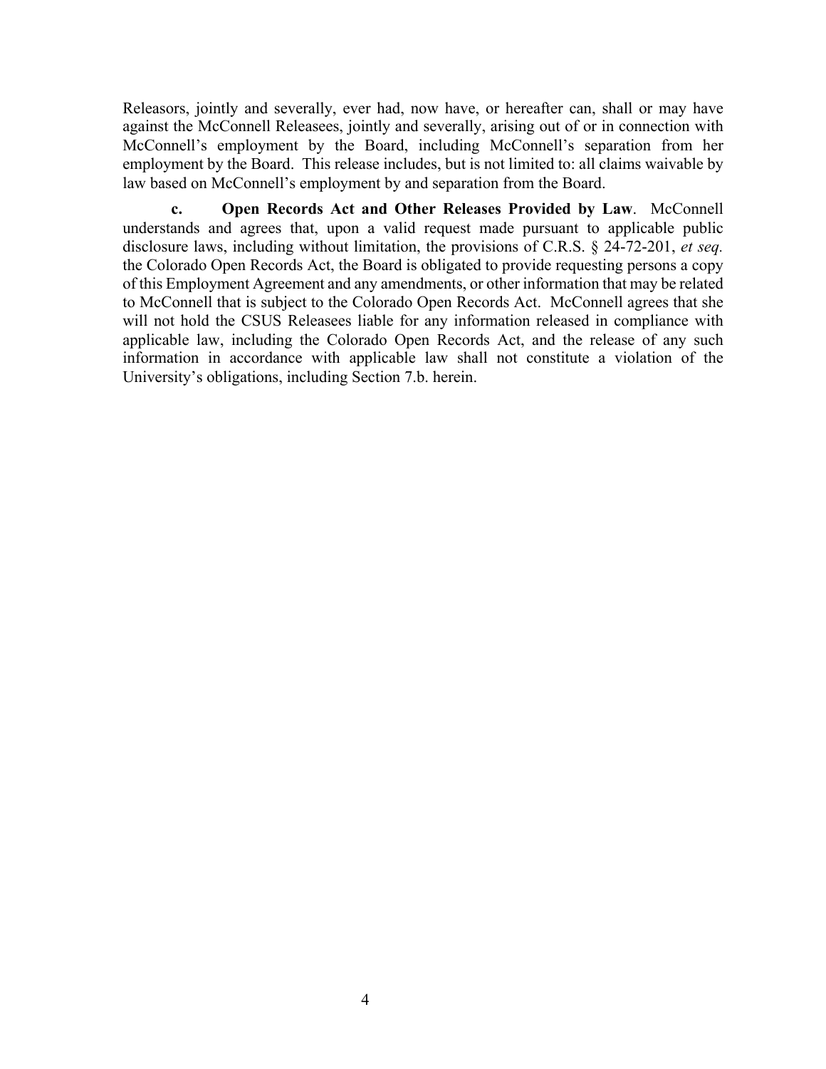Releasors, jointly and severally, ever had, now have, or hereafter can, shall or may have against the McConnell Releasees, jointly and severally, arising out of or in connection with McConnell's employment by the Board, including McConnell's separation from her employment by the Board. This release includes, but is not limited to: all claims waivable by law based on McConnell's employment by and separation from the Board.

**c. Open Records Act and Other Releases Provided by Law**. McConnell understands and agrees that, upon a valid request made pursuant to applicable public disclosure laws, including without limitation, the provisions of C.R.S. § 24-72-201, *et seq.* the Colorado Open Records Act, the Board is obligated to provide requesting persons a copy of this Employment Agreement and any amendments, or other information that may be related to McConnell that is subject to the Colorado Open Records Act. McConnell agrees that she will not hold the CSUS Releasees liable for any information released in compliance with applicable law, including the Colorado Open Records Act, and the release of any such information in accordance with applicable law shall not constitute a violation of the University's obligations, including Section 7.b. herein.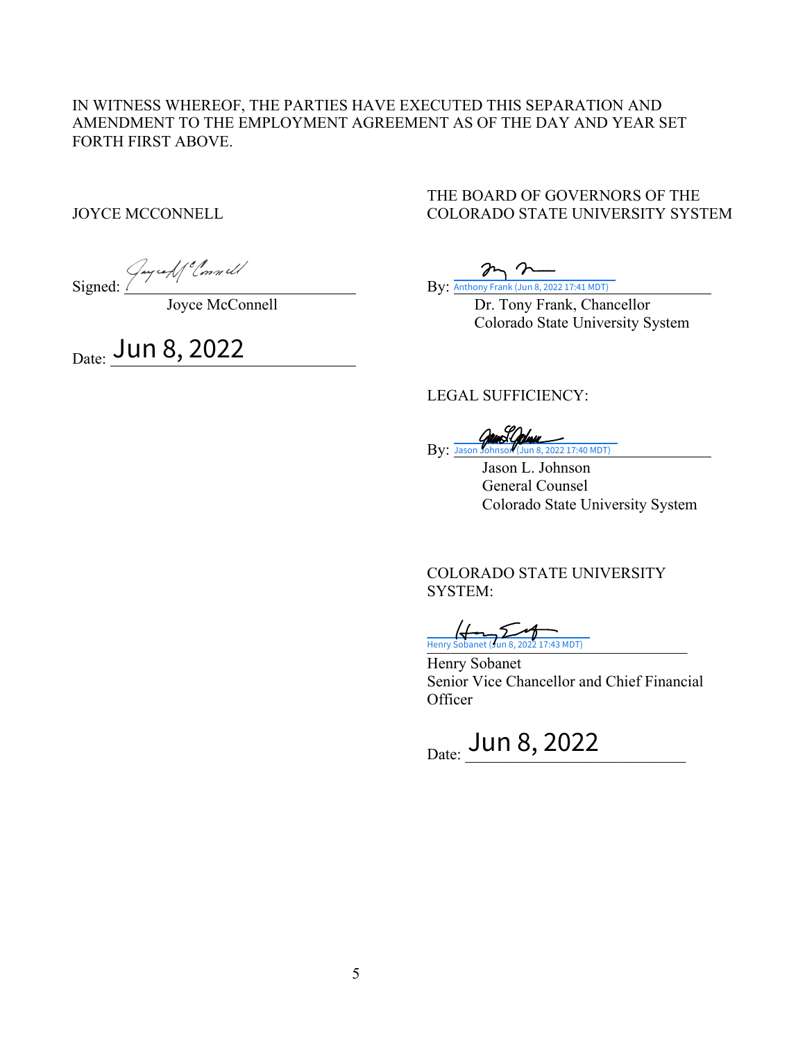IN WITNESS WHEREOF, THE PARTIES HAVE EXECUTED THIS SEPARATION AND AMENDMENT TO THE EMPLOYMENT AGREEMENT AS OF THE DAY AND YEAR SET FORTH FIRST ABOVE.

JOYCE MCCONNELL

Signed: ______________________

Joyce McConnell

Date: Jun 8, 2022

THE BOARD OF GOVERNORS OF THE COLORADO STATE UNIVERSITY SYSTEM

By: Anthony Frank (Jun 8, 2022 17:41 MDT)

Dr. Tony Frank, Chancellor
Colorado State University System

LEGAL SUFFICIENCY:

By: Jason Johnson (Jun 8, 2022 17:40 MDT)

Jason L. Johnson
General Counsel
Colorado State University System

COLORADO STATE UNIVERSITY SYSTEM:

Henry Sobanet (Jun 8, 2022 17:43 MDT)

Henry Sobanet
Senior Vice Chancellor and Chief Financial Officer

Date: Jun 8, 2022